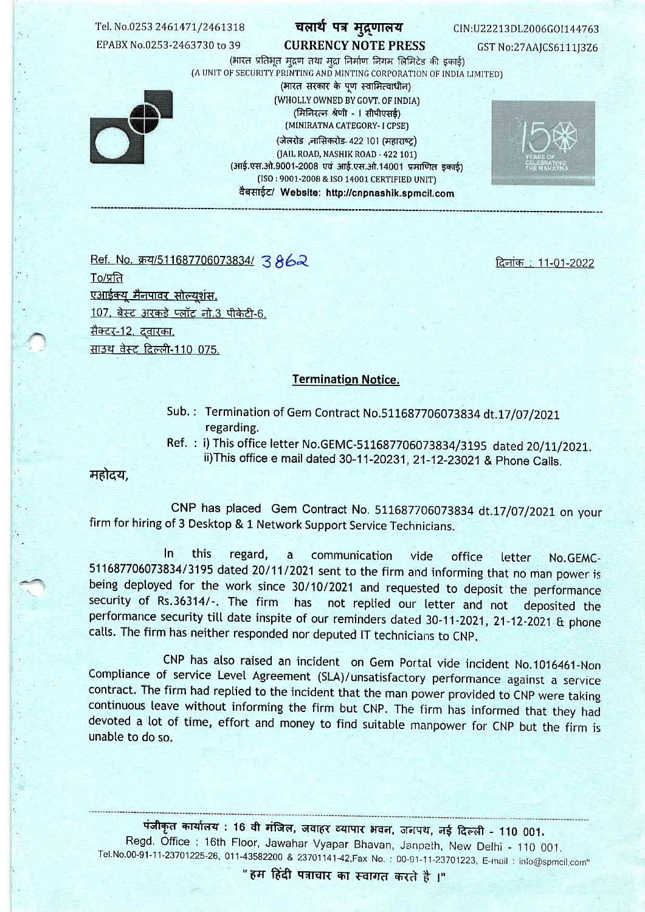Tel. No.0253 2461471/2461318

EPABX No.0253-2463730 to 39

# चलार्थ पत्र मुद्रणालय
# CURRENCY NOTE PRESS

CIN:U22213DL2006GOI144763

GST No:27AAJCS6111J3Z6

(भारत प्रतिभूत मुद्रण तथा मुद्रा निर्माण निगम लिमिटेड की इकाई)

(A UNIT OF SECURITY PRINTING AND MINTING CORPORATION OF INDIA LIMITED)

(भारत सरकार के पूर्ण स्वामित्वाधीन)

(WHOLLY OWNED BY GOVT. OF INDIA)

(मिनिरत्न श्रेणी - I सीपीएसई)

(MINIRATNA CATEGORY- I CPSE)

(जेलरोड ,नासिकरोड- 422 101 (महाराष्ट्र)

(JAIL ROAD, NASHIK ROAD - 422 101)

(आई.एस.ओ.9001-2008 एवं आई.एस.ओ.14001 प्रमाणित इकाई)

(ISO : 9001-2008 & ISO 14001 CERTIFIED UNIT)

वैबसाईट/ **Website: http://cnpnashik.spmcil.com**

---

Ref. No. क्रय/511687706073834/ 3862

दिनांक : 11-01-2022

To/प्रति

एआईक्यू मैनपावर सोल्यूशंस,

107, बेस्ट अरकडे प्लॉट नो.3 पीकेटी-6,

सैक्टर-12, द्वारका,

साउथ वेस्ट दिल्ली-110 075.

## Termination Notice.

Sub. : Termination of Gem Contract No.511687706073834 dt.17/07/2021 regarding.

Ref. : i) This office letter No.GEMC-511687706073834/3195 dated 20/11/2021.
ii)This office e mail dated 30-11-20231, 21-12-23021 & Phone Calls.

महोदय,

CNP has placed Gem Contract No. 511687706073834 dt.17/07/2021 on your firm for hiring of 3 Desktop & 1 Network Support Service Technicians.

In this regard, a communication vide office letter No.GEMC-511687706073834/3195 dated 20/11/2021 sent to the firm and informing that no man power is being deployed for the work since 30/10/2021 and requested to deposit the performance security of Rs.36314/-. The firm has not replied our letter and not deposited the performance security till date inspite of our reminders dated 30-11-2021, 21-12-2021 & phone calls. The firm has neither responded nor deputed IT technicians to CNP.

CNP has also raised an incident on Gem Portal vide incident No.1016461-Non Compliance of service Level Agreement (SLA)/unsatisfactory performance against a service contract. The firm had replied to the incident that the man power provided to CNP were taking continuous leave without informing the firm but CNP. The firm has informed that they had devoted a lot of time, effort and money to find suitable manpower for CNP but the firm is unable to do so.

---

पंजीकृत कार्यालय : 16 वी मंजिल, जवाहर व्यापार भवन, जनपथ, नई दिल्ली - 110 001.

Regd. Office : 16th Floor, Jawahar Vyapar Bhavan, Janpath, New Delhi - 110 001.

Tel.No.00-91-11-23701225-26, 011-43582200 & 23701141-42,Fax No. : 00-91-11-23701223, E-mail : info@spmcil.com"

"हम हिंदी पत्राचार का स्वागत करते है ।"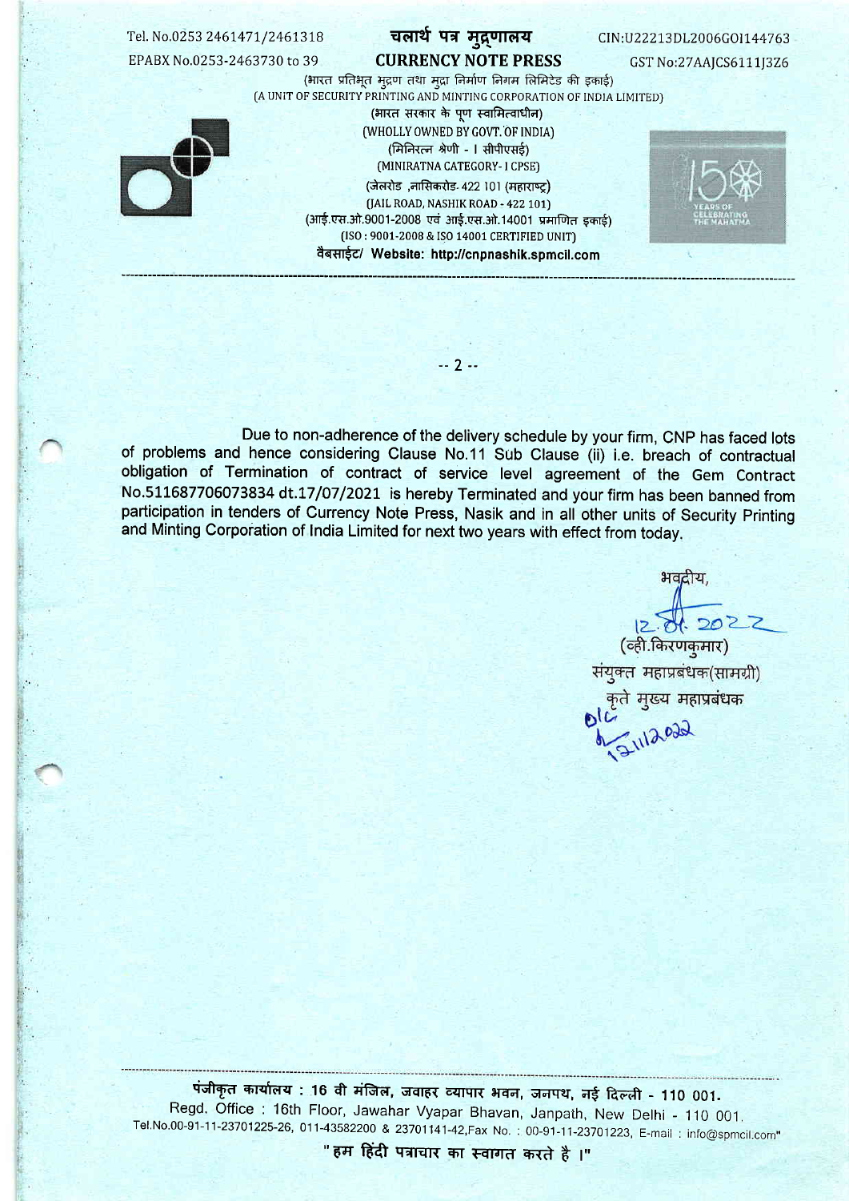Tel. No.0253 2461471/2461318
EPABX No.0253-2463730 to 39

**चलार्थ पत्र मुद्रणालय**
**CURRENCY NOTE PRESS**

CIN:U22213DL2006GOI144763
GST No:27AAJCS6111J3Z6

(भारत प्रतिभूत मुद्रण तथा मुद्रा निर्माण निगम लिमिटेड की इकाई)
(A UNIT OF SECURITY PRINTING AND MINTING CORPORATION OF INDIA LIMITED)
(भारत सरकार के पूर्ण स्वामित्वाधीन)
(WHOLLY OWNED BY GOVT. OF INDIA)
(मिनिरत्न श्रेणी - I सीपीएसई)
(MINIRATNA CATEGORY- I CPSE)
(जेलरोड ,नासिकरोड- 422 101 (महाराष्ट्र)
(JAIL ROAD, NASHIK ROAD - 422 101)
(आई.एस.ओ.9001-2008 एवं आई.एस.ओ.14001 प्रमाणित इकाई)
(ISO : 9001-2008 & ISO 14001 CERTIFIED UNIT)
**वैबसाईट/ Website: http://cnpnashik.spmcil.com**

Due to non-adherence of the delivery schedule by your firm, CNP has faced lots of problems and hence considering Clause No.11 Sub Clause (ii) i.e. breach of contractual obligation of Termination of contract of service level agreement of the Gem Contract No.511687706073834 dt.17/07/2021 is hereby Terminated and your firm has been banned from participation in tenders of Currency Note Press, Nasik and in all other units of Security Printing and Minting Corporation of India Limited for next two years with effect from today.

भवदीय,

12.01.2022
(व्ही.किरणकुमार)
संयुक्त महाप्रबंधक(सामग्री)
कृते मुख्य महाप्रबंधक

O/C
12/1/2022

पंजीकृत कार्यालय : 16 वी मंजिल, जवाहर व्यापार भवन, जनपथ, नई दिल्ली - 110 001.
Regd. Office : 16th Floor, Jawahar Vyapar Bhavan, Janpath, New Delhi - 110 001.
Tel.No.00-91-11-23701225-26, 011-43582200 & 23701141-42,Fax No. : 00-91-11-23701223, E-mail : info@spmcil.com"

"हम हिंदी पत्राचार का स्वागत करते है ।"